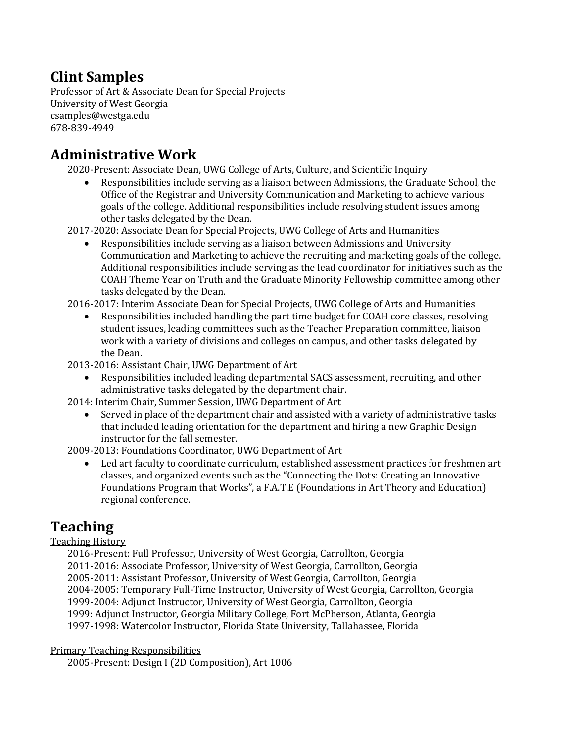# Clint Samples

Professor of Art & Associate Dean for Special Projects
University of West Georgia
csamples@westga.edu
678-839-4949

## Administrative Work

2020-Present: Associate Dean, UWG College of Arts, Culture, and Scientific Inquiry

- Responsibilities include serving as a liaison between Admissions, the Graduate School, the Office of the Registrar and University Communication and Marketing to achieve various goals of the college. Additional responsibilities include resolving student issues among other tasks delegated by the Dean.

2017-2020: Associate Dean for Special Projects, UWG College of Arts and Humanities

- Responsibilities include serving as a liaison between Admissions and University Communication and Marketing to achieve the recruiting and marketing goals of the college. Additional responsibilities include serving as the lead coordinator for initiatives such as the COAH Theme Year on Truth and the Graduate Minority Fellowship committee among other tasks delegated by the Dean.

2016-2017: Interim Associate Dean for Special Projects, UWG College of Arts and Humanities

- Responsibilities included handling the part time budget for COAH core classes, resolving student issues, leading committees such as the Teacher Preparation committee, liaison work with a variety of divisions and colleges on campus, and other tasks delegated by the Dean.

2013-2016: Assistant Chair, UWG Department of Art

- Responsibilities included leading departmental SACS assessment, recruiting, and other administrative tasks delegated by the department chair.

2014: Interim Chair, Summer Session, UWG Department of Art

- Served in place of the department chair and assisted with a variety of administrative tasks that included leading orientation for the department and hiring a new Graphic Design instructor for the fall semester.

2009-2013: Foundations Coordinator, UWG Department of Art

- Led art faculty to coordinate curriculum, established assessment practices for freshmen art classes, and organized events such as the "Connecting the Dots: Creating an Innovative Foundations Program that Works", a F.A.T.E (Foundations in Art Theory and Education) regional conference.

## Teaching

Teaching History

2016-Present: Full Professor, University of West Georgia, Carrollton, Georgia
2011-2016: Associate Professor, University of West Georgia, Carrollton, Georgia
2005-2011: Assistant Professor, University of West Georgia, Carrollton, Georgia
2004-2005: Temporary Full-Time Instructor, University of West Georgia, Carrollton, Georgia
1999-2004: Adjunct Instructor, University of West Georgia, Carrollton, Georgia
1999: Adjunct Instructor, Georgia Military College, Fort McPherson, Atlanta, Georgia
1997-1998: Watercolor Instructor, Florida State University, Tallahassee, Florida

Primary Teaching Responsibilities

2005-Present: Design I (2D Composition), Art 1006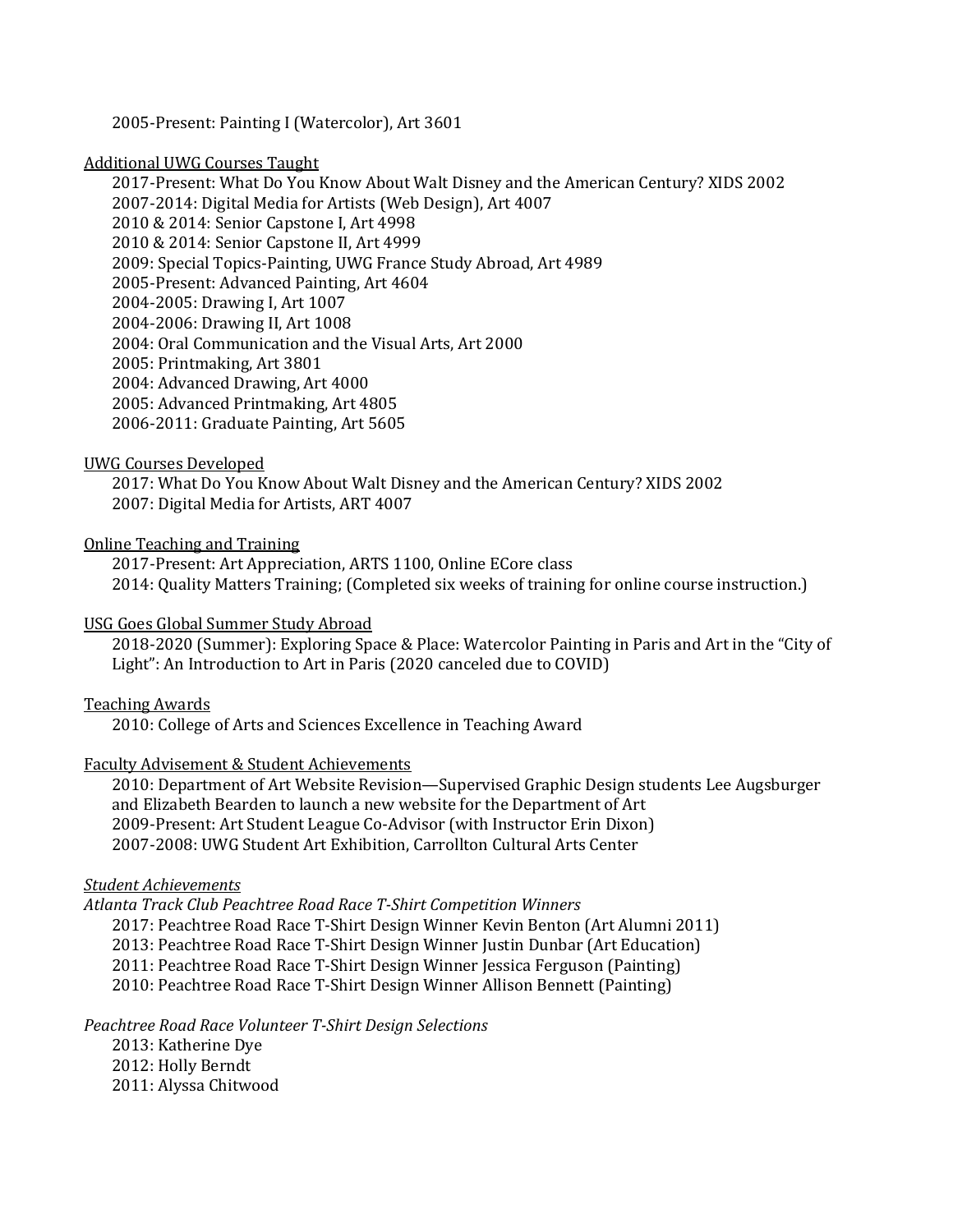2005-Present: Painting I (Watercolor), Art 3601

<u>Additional UWG Courses Taught</u>

2017-Present: What Do You Know About Walt Disney and the American Century? XIDS 2002
2007-2014: Digital Media for Artists (Web Design), Art 4007
2010 & 2014: Senior Capstone I, Art 4998
2010 & 2014: Senior Capstone II, Art 4999
2009: Special Topics-Painting, UWG France Study Abroad, Art 4989
2005-Present: Advanced Painting, Art 4604
2004-2005: Drawing I, Art 1007
2004-2006: Drawing II, Art 1008
2004: Oral Communication and the Visual Arts, Art 2000
2005: Printmaking, Art 3801
2004: Advanced Drawing, Art 4000
2005: Advanced Printmaking, Art 4805
2006-2011: Graduate Painting, Art 5605

<u>UWG Courses Developed</u>

2017: What Do You Know About Walt Disney and the American Century? XIDS 2002
2007: Digital Media for Artists, ART 4007

<u>Online Teaching and Training</u>

2017-Present: Art Appreciation, ARTS 1100, Online ECore class
2014: Quality Matters Training; (Completed six weeks of training for online course instruction.)

<u>USG Goes Global Summer Study Abroad</u>

2018-2020 (Summer): Exploring Space & Place: Watercolor Painting in Paris and Art in the "City of Light": An Introduction to Art in Paris (2020 canceled due to COVID)

<u>Teaching Awards</u>

2010: College of Arts and Sciences Excellence in Teaching Award

<u>Faculty Advisement & Student Achievements</u>

2010: Department of Art Website Revision—Supervised Graphic Design students Lee Augsburger and Elizabeth Bearden to launch a new website for the Department of Art
2009-Present: Art Student League Co-Advisor (with Instructor Erin Dixon)
2007-2008: UWG Student Art Exhibition, Carrollton Cultural Arts Center

*<u>Student Achievements</u>*

*Atlanta Track Club Peachtree Road Race T-Shirt Competition Winners*

2017: Peachtree Road Race T-Shirt Design Winner Kevin Benton (Art Alumni 2011)
2013: Peachtree Road Race T-Shirt Design Winner Justin Dunbar (Art Education)
2011: Peachtree Road Race T-Shirt Design Winner Jessica Ferguson (Painting)
2010: Peachtree Road Race T-Shirt Design Winner Allison Bennett (Painting)

*Peachtree Road Race Volunteer T-Shirt Design Selections*

2013: Katherine Dye
2012: Holly Berndt
2011: Alyssa Chitwood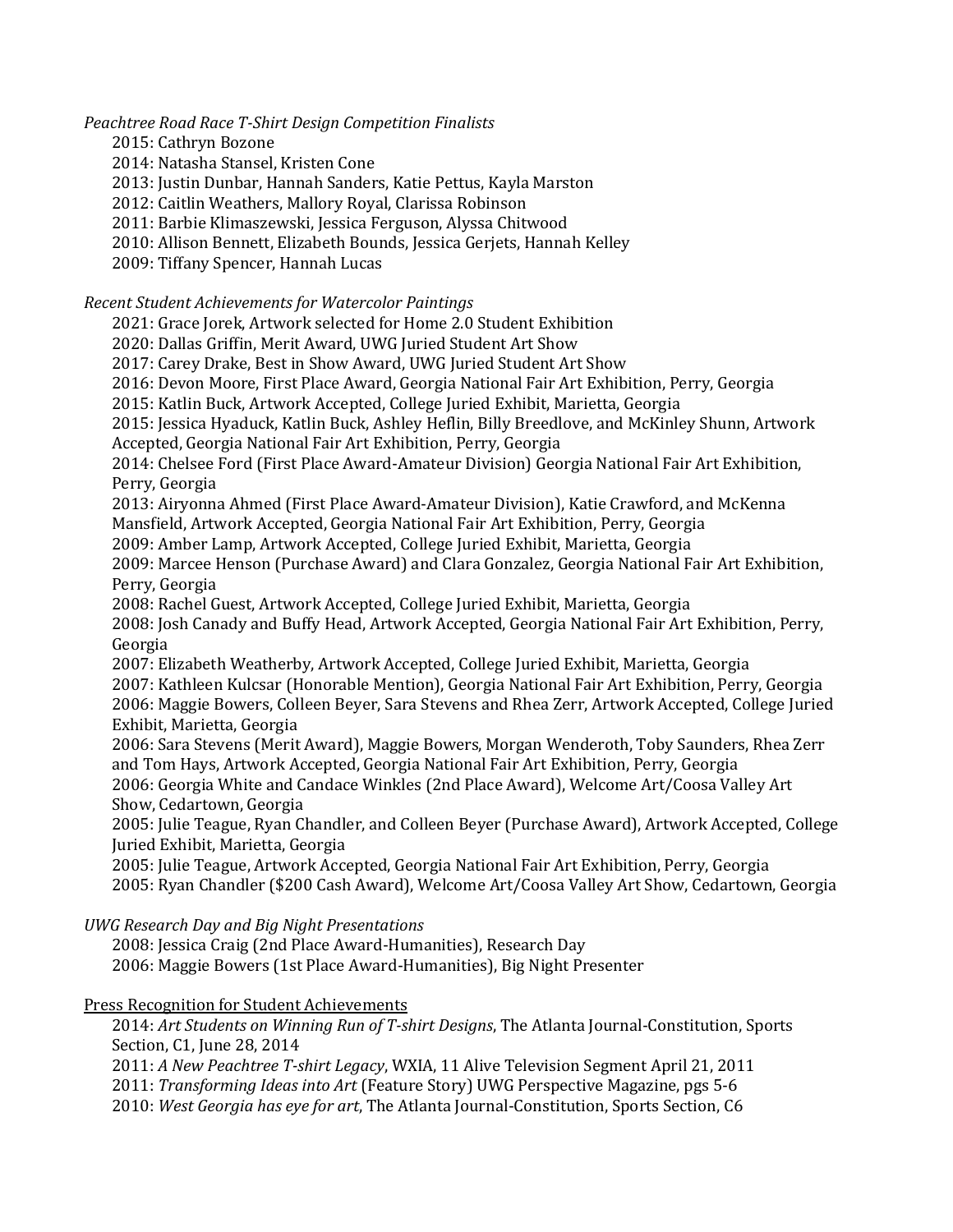*Peachtree Road Race T-Shirt Design Competition Finalists*

2015: Cathryn Bozone
2014: Natasha Stansel, Kristen Cone
2013: Justin Dunbar, Hannah Sanders, Katie Pettus, Kayla Marston
2012: Caitlin Weathers, Mallory Royal, Clarissa Robinson
2011: Barbie Klimaszewski, Jessica Ferguson, Alyssa Chitwood
2010: Allison Bennett, Elizabeth Bounds, Jessica Gerjets, Hannah Kelley
2009: Tiffany Spencer, Hannah Lucas

*Recent Student Achievements for Watercolor Paintings*

2021: Grace Jorek, Artwork selected for Home 2.0 Student Exhibition
2020: Dallas Griffin, Merit Award, UWG Juried Student Art Show
2017: Carey Drake, Best in Show Award, UWG Juried Student Art Show
2016: Devon Moore, First Place Award, Georgia National Fair Art Exhibition, Perry, Georgia
2015: Katlin Buck, Artwork Accepted, College Juried Exhibit, Marietta, Georgia
2015: Jessica Hyaduck, Katlin Buck, Ashley Heflin, Billy Breedlove, and McKinley Shunn, Artwork Accepted, Georgia National Fair Art Exhibition, Perry, Georgia
2014: Chelsee Ford (First Place Award-Amateur Division) Georgia National Fair Art Exhibition, Perry, Georgia
2013: Airyonna Ahmed (First Place Award-Amateur Division), Katie Crawford, and McKenna Mansfield, Artwork Accepted, Georgia National Fair Art Exhibition, Perry, Georgia
2009: Amber Lamp, Artwork Accepted, College Juried Exhibit, Marietta, Georgia
2009: Marcee Henson (Purchase Award) and Clara Gonzalez, Georgia National Fair Art Exhibition, Perry, Georgia
2008: Rachel Guest, Artwork Accepted, College Juried Exhibit, Marietta, Georgia
2008: Josh Canady and Buffy Head, Artwork Accepted, Georgia National Fair Art Exhibition, Perry, Georgia
2007: Elizabeth Weatherby, Artwork Accepted, College Juried Exhibit, Marietta, Georgia
2007: Kathleen Kulcsar (Honorable Mention), Georgia National Fair Art Exhibition, Perry, Georgia
2006: Maggie Bowers, Colleen Beyer, Sara Stevens and Rhea Zerr, Artwork Accepted, College Juried Exhibit, Marietta, Georgia
2006: Sara Stevens (Merit Award), Maggie Bowers, Morgan Wenderoth, Toby Saunders, Rhea Zerr and Tom Hays, Artwork Accepted, Georgia National Fair Art Exhibition, Perry, Georgia
2006: Georgia White and Candace Winkles (2nd Place Award), Welcome Art/Coosa Valley Art Show, Cedartown, Georgia
2005: Julie Teague, Ryan Chandler, and Colleen Beyer (Purchase Award), Artwork Accepted, College Juried Exhibit, Marietta, Georgia
2005: Julie Teague, Artwork Accepted, Georgia National Fair Art Exhibition, Perry, Georgia
2005: Ryan Chandler ($200 Cash Award), Welcome Art/Coosa Valley Art Show, Cedartown, Georgia

*UWG Research Day and Big Night Presentations*

2008: Jessica Craig (2nd Place Award-Humanities), Research Day
2006: Maggie Bowers (1st Place Award-Humanities), Big Night Presenter

<u>Press Recognition for Student Achievements</u>

2014: *Art Students on Winning Run of T-shirt Designs*, The Atlanta Journal-Constitution, Sports Section, C1, June 28, 2014
2011: *A New Peachtree T-shirt Legacy*, WXIA, 11 Alive Television Segment April 21, 2011
2011: *Transforming Ideas into Art* (Feature Story) UWG Perspective Magazine, pgs 5-6
2010: *West Georgia has eye for art*, The Atlanta Journal-Constitution, Sports Section, C6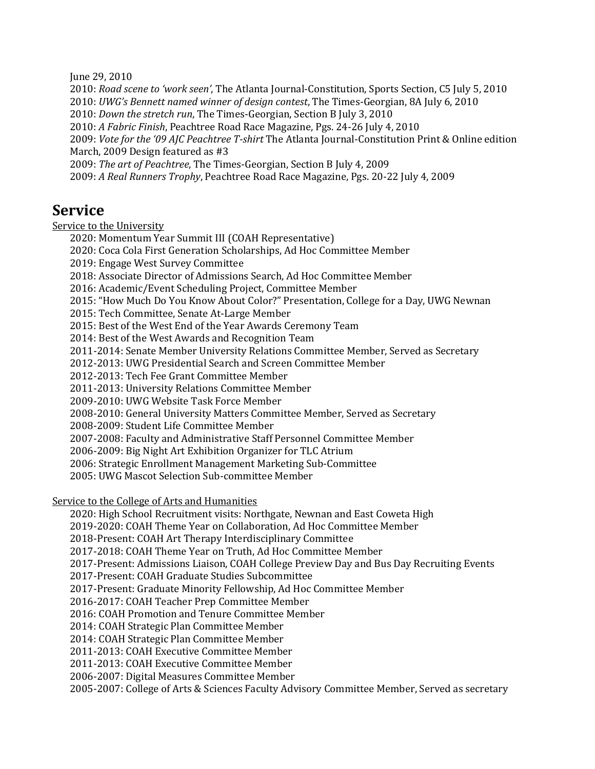June 29, 2010
2010: *Road scene to 'work seen'*, The Atlanta Journal-Constitution, Sports Section, C5 July 5, 2010
2010: *UWG's Bennett named winner of design contest*, The Times-Georgian, 8A July 6, 2010
2010: *Down the stretch run*, The Times-Georgian, Section B July 3, 2010
2010: *A Fabric Finish*, Peachtree Road Race Magazine, Pgs. 24-26 July 4, 2010
2009: *Vote for the '09 AJC Peachtree T-shirt* The Atlanta Journal-Constitution Print & Online edition March, 2009 Design featured as #3
2009: *The art of Peachtree*, The Times-Georgian, Section B July 4, 2009
2009: *A Real Runners Trophy*, Peachtree Road Race Magazine, Pgs. 20-22 July 4, 2009

# Service

<u>Service to the University</u>

2020: Momentum Year Summit III (COAH Representative)
2020: Coca Cola First Generation Scholarships, Ad Hoc Committee Member
2019: Engage West Survey Committee
2018: Associate Director of Admissions Search, Ad Hoc Committee Member
2016: Academic/Event Scheduling Project, Committee Member
2015: "How Much Do You Know About Color?" Presentation, College for a Day, UWG Newnan
2015: Tech Committee, Senate At-Large Member
2015: Best of the West End of the Year Awards Ceremony Team
2014: Best of the West Awards and Recognition Team
2011-2014: Senate Member University Relations Committee Member, Served as Secretary
2012-2013: UWG Presidential Search and Screen Committee Member
2012-2013: Tech Fee Grant Committee Member
2011-2013: University Relations Committee Member
2009-2010: UWG Website Task Force Member
2008-2010: General University Matters Committee Member, Served as Secretary
2008-2009: Student Life Committee Member
2007-2008: Faculty and Administrative Staff Personnel Committee Member
2006-2009: Big Night Art Exhibition Organizer for TLC Atrium
2006: Strategic Enrollment Management Marketing Sub-Committee
2005: UWG Mascot Selection Sub-committee Member

<u>Service to the College of Arts and Humanities</u>

2020: High School Recruitment visits: Northgate, Newnan and East Coweta High
2019-2020: COAH Theme Year on Collaboration, Ad Hoc Committee Member
2018-Present: COAH Art Therapy Interdisciplinary Committee
2017-2018: COAH Theme Year on Truth, Ad Hoc Committee Member
2017-Present: Admissions Liaison, COAH College Preview Day and Bus Day Recruiting Events
2017-Present: COAH Graduate Studies Subcommittee
2017-Present: Graduate Minority Fellowship, Ad Hoc Committee Member
2016-2017: COAH Teacher Prep Committee Member
2016: COAH Promotion and Tenure Committee Member
2014: COAH Strategic Plan Committee Member
2014: COAH Strategic Plan Committee Member
2011-2013: COAH Executive Committee Member
2011-2013: COAH Executive Committee Member
2006-2007: Digital Measures Committee Member
2005-2007: College of Arts & Sciences Faculty Advisory Committee Member, Served as secretary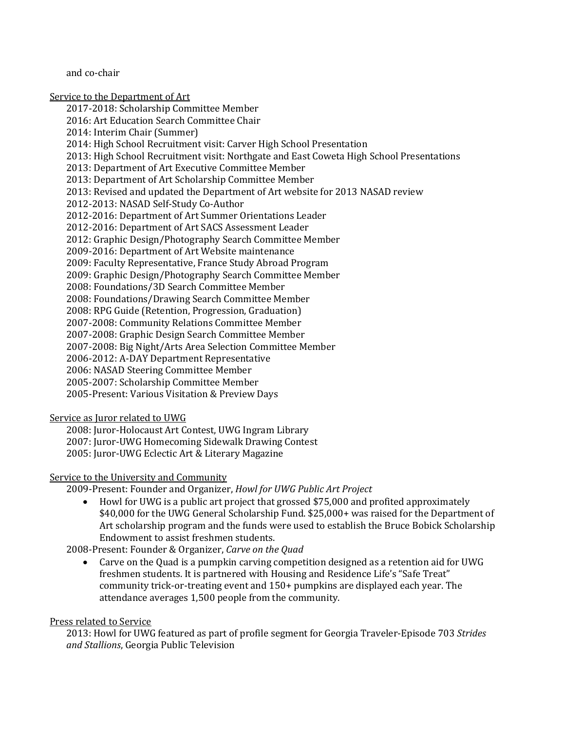and co-chair

Service to the Department of Art

- 2017-2018: Scholarship Committee Member
- 2016: Art Education Search Committee Chair
- 2014: Interim Chair (Summer)
- 2014: High School Recruitment visit: Carver High School Presentation
- 2013: High School Recruitment visit: Northgate and East Coweta High School Presentations
- 2013: Department of Art Executive Committee Member
- 2013: Department of Art Scholarship Committee Member
- 2013: Revised and updated the Department of Art website for 2013 NASAD review
- 2012-2013: NASAD Self-Study Co-Author
- 2012-2016: Department of Art Summer Orientations Leader
- 2012-2016: Department of Art SACS Assessment Leader
- 2012: Graphic Design/Photography Search Committee Member
- 2009-2016: Department of Art Website maintenance
- 2009: Faculty Representative, France Study Abroad Program
- 2009: Graphic Design/Photography Search Committee Member
- 2008: Foundations/3D Search Committee Member
- 2008: Foundations/Drawing Search Committee Member
- 2008: RPG Guide (Retention, Progression, Graduation)
- 2007-2008: Community Relations Committee Member
- 2007-2008: Graphic Design Search Committee Member
- 2007-2008: Big Night/Arts Area Selection Committee Member
- 2006-2012: A-DAY Department Representative
- 2006: NASAD Steering Committee Member
- 2005-2007: Scholarship Committee Member
- 2005-Present: Various Visitation & Preview Days

Service as Juror related to UWG

- 2008: Juror-Holocaust Art Contest, UWG Ingram Library
- 2007: Juror-UWG Homecoming Sidewalk Drawing Contest
- 2005: Juror-UWG Eclectic Art & Literary Magazine

Service to the University and Community

2009-Present: Founder and Organizer, *Howl for UWG Public Art Project*

- Howl for UWG is a public art project that grossed $75,000 and profited approximately $40,000 for the UWG General Scholarship Fund. $25,000+ was raised for the Department of Art scholarship program and the funds were used to establish the Bruce Bobick Scholarship Endowment to assist freshmen students.

2008-Present: Founder & Organizer, *Carve on the Quad*

- Carve on the Quad is a pumpkin carving competition designed as a retention aid for UWG freshmen students. It is partnered with Housing and Residence Life's "Safe Treat" community trick-or-treating event and 150+ pumpkins are displayed each year. The attendance averages 1,500 people from the community.

Press related to Service

2013: Howl for UWG featured as part of profile segment for Georgia Traveler-Episode 703 *Strides and Stallions*, Georgia Public Television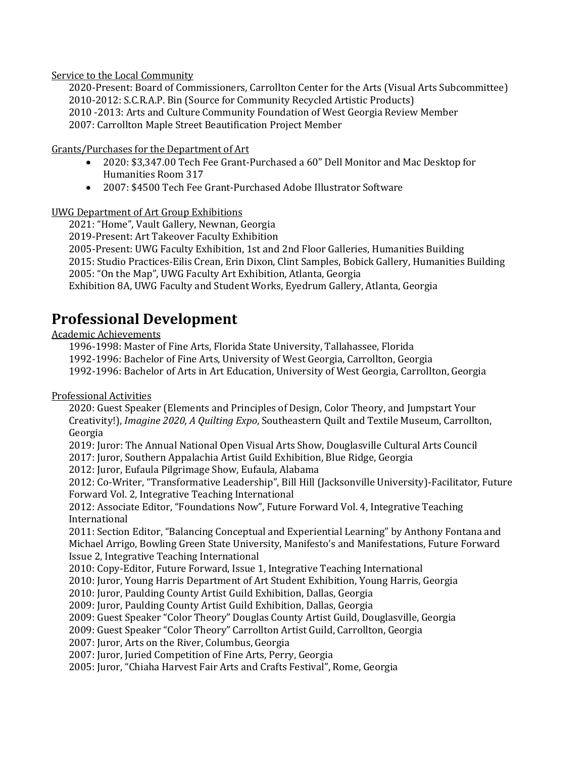Service to the Local Community

2020-Present: Board of Commissioners, Carrollton Center for the Arts (Visual Arts Subcommittee)
2010-2012: S.C.R.A.P. Bin (Source for Community Recycled Artistic Products)
2010 -2013: Arts and Culture Community Foundation of West Georgia Review Member
2007: Carrollton Maple Street Beautification Project Member

Grants/Purchases for the Department of Art

- 2020: $3,347.00 Tech Fee Grant-Purchased a 60" Dell Monitor and Mac Desktop for Humanities Room 317
- 2007: $4500 Tech Fee Grant-Purchased Adobe Illustrator Software

UWG Department of Art Group Exhibitions

2021: "Home", Vault Gallery, Newnan, Georgia
2019-Present: Art Takeover Faculty Exhibition
2005-Present: UWG Faculty Exhibition, 1st and 2nd Floor Galleries, Humanities Building
2015: Studio Practices-Eilis Crean, Erin Dixon, Clint Samples, Bobick Gallery, Humanities Building
2005: "On the Map", UWG Faculty Art Exhibition, Atlanta, Georgia
Exhibition 8A, UWG Faculty and Student Works, Eyedrum Gallery, Atlanta, Georgia

# Professional Development

Academic Achievements

1996-1998: Master of Fine Arts, Florida State University, Tallahassee, Florida
1992-1996: Bachelor of Fine Arts, University of West Georgia, Carrollton, Georgia
1992-1996: Bachelor of Arts in Art Education, University of West Georgia, Carrollton, Georgia

Professional Activities

2020: Guest Speaker (Elements and Principles of Design, Color Theory, and Jumpstart Your Creativity!), *Imagine 2020, A Quilting Expo*, Southeastern Quilt and Textile Museum, Carrollton, Georgia
2019: Juror: The Annual National Open Visual Arts Show, Douglasville Cultural Arts Council
2017: Juror, Southern Appalachia Artist Guild Exhibition, Blue Ridge, Georgia
2012: Juror, Eufaula Pilgrimage Show, Eufaula, Alabama
2012: Co-Writer, "Transformative Leadership", Bill Hill (Jacksonville University)-Facilitator, Future Forward Vol. 2, Integrative Teaching International
2012: Associate Editor, "Foundations Now", Future Forward Vol. 4, Integrative Teaching International
2011: Section Editor, "Balancing Conceptual and Experiential Learning" by Anthony Fontana and Michael Arrigo, Bowling Green State University, Manifesto's and Manifestations, Future Forward Issue 2, Integrative Teaching International
2010: Copy-Editor, Future Forward, Issue 1, Integrative Teaching International
2010: Juror, Young Harris Department of Art Student Exhibition, Young Harris, Georgia
2010: Juror, Paulding County Artist Guild Exhibition, Dallas, Georgia
2009: Juror, Paulding County Artist Guild Exhibition, Dallas, Georgia
2009: Guest Speaker "Color Theory" Douglas County Artist Guild, Douglasville, Georgia
2009: Guest Speaker "Color Theory" Carrollton Artist Guild, Carrollton, Georgia
2007: Juror, Arts on the River, Columbus, Georgia
2007: Juror, Juried Competition of Fine Arts, Perry, Georgia
2005: Juror, "Chiaha Harvest Fair Arts and Crafts Festival", Rome, Georgia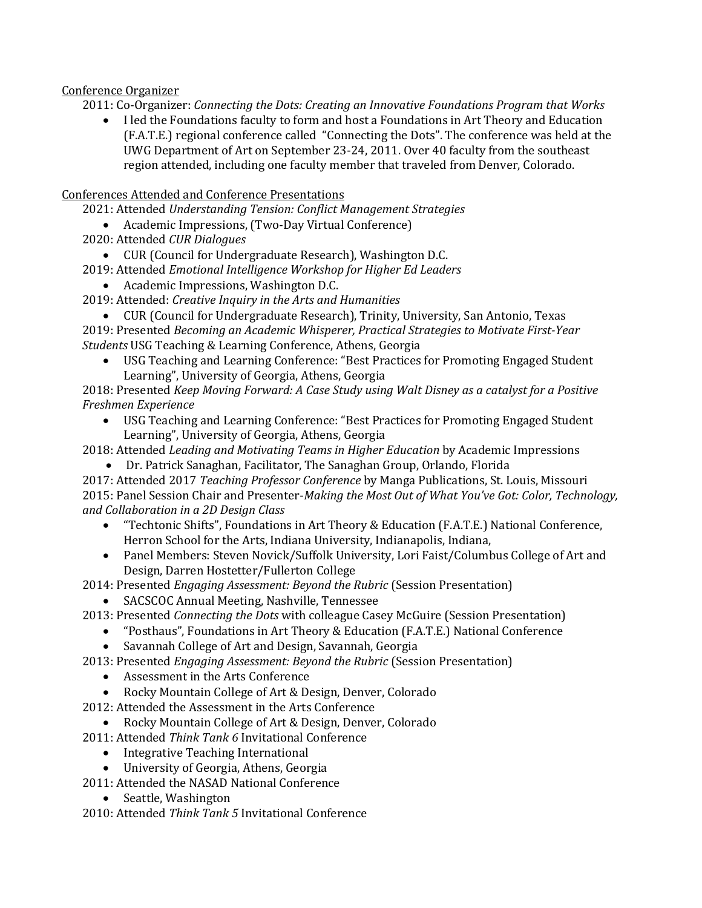Conference Organizer

2011: Co-Organizer: *Connecting the Dots: Creating an Innovative Foundations Program that Works*

- I led the Foundations faculty to form and host a Foundations in Art Theory and Education (F.A.T.E.) regional conference called "Connecting the Dots". The conference was held at the UWG Department of Art on September 23-24, 2011. Over 40 faculty from the southeast region attended, including one faculty member that traveled from Denver, Colorado.

Conferences Attended and Conference Presentations

2021: Attended *Understanding Tension: Conflict Management Strategies*

- Academic Impressions, (Two-Day Virtual Conference)

2020: Attended *CUR Dialogues*

- CUR (Council for Undergraduate Research), Washington D.C.

2019: Attended *Emotional Intelligence Workshop for Higher Ed Leaders*

- Academic Impressions, Washington D.C.

2019: Attended: *Creative Inquiry in the Arts and Humanities*

- CUR (Council for Undergraduate Research), Trinity, University, San Antonio, Texas

2019: Presented *Becoming an Academic Whisperer, Practical Strategies to Motivate First-Year Students* USG Teaching & Learning Conference, Athens, Georgia

- USG Teaching and Learning Conference: "Best Practices for Promoting Engaged Student Learning", University of Georgia, Athens, Georgia

2018: Presented *Keep Moving Forward: A Case Study using Walt Disney as a catalyst for a Positive Freshmen Experience*

- USG Teaching and Learning Conference: "Best Practices for Promoting Engaged Student Learning", University of Georgia, Athens, Georgia

2018: Attended *Leading and Motivating Teams in Higher Education* by Academic Impressions

- Dr. Patrick Sanaghan, Facilitator, The Sanaghan Group, Orlando, Florida

2017: Attended 2017 *Teaching Professor Conference* by Manga Publications, St. Louis, Missouri

2015: Panel Session Chair and Presenter-*Making the Most Out of What You've Got: Color, Technology, and Collaboration in a 2D Design Class*

- "Techtonic Shifts", Foundations in Art Theory & Education (F.A.T.E.) National Conference, Herron School for the Arts, Indiana University, Indianapolis, Indiana,
- Panel Members: Steven Novick/Suffolk University, Lori Faist/Columbus College of Art and Design, Darren Hostetter/Fullerton College

2014: Presented *Engaging Assessment: Beyond the Rubric* (Session Presentation)

- SACSCOC Annual Meeting, Nashville, Tennessee

2013: Presented *Connecting the Dots* with colleague Casey McGuire (Session Presentation)

- "Posthaus", Foundations in Art Theory & Education (F.A.T.E.) National Conference
- Savannah College of Art and Design, Savannah, Georgia

2013: Presented *Engaging Assessment: Beyond the Rubric* (Session Presentation)

- Assessment in the Arts Conference
- Rocky Mountain College of Art & Design, Denver, Colorado

2012: Attended the Assessment in the Arts Conference

- Rocky Mountain College of Art & Design, Denver, Colorado

2011: Attended *Think Tank 6* Invitational Conference

- Integrative Teaching International
- University of Georgia, Athens, Georgia

2011: Attended the NASAD National Conference

- Seattle, Washington

2010: Attended *Think Tank 5* Invitational Conference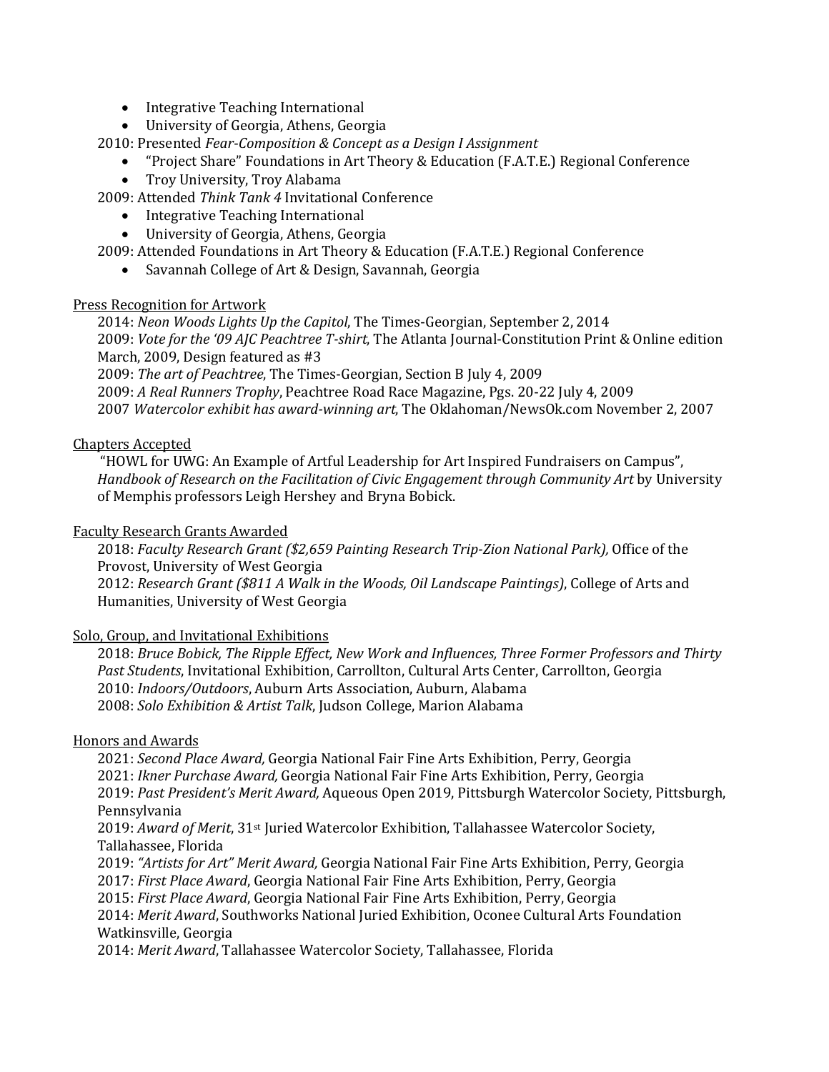- Integrative Teaching International
- University of Georgia, Athens, Georgia

2010: Presented *Fear-Composition & Concept as a Design I Assignment*

- "Project Share" Foundations in Art Theory & Education (F.A.T.E.) Regional Conference
- Troy University, Troy Alabama

2009: Attended *Think Tank 4* Invitational Conference

- Integrative Teaching International
- University of Georgia, Athens, Georgia

2009: Attended Foundations in Art Theory & Education (F.A.T.E.) Regional Conference

- Savannah College of Art & Design, Savannah, Georgia

<u>Press Recognition for Artwork</u>

2014: *Neon Woods Lights Up the Capitol*, The Times-Georgian, September 2, 2014
2009: *Vote for the '09 AJC Peachtree T-shirt*, The Atlanta Journal-Constitution Print & Online edition March, 2009, Design featured as #3
2009: *The art of Peachtree*, The Times-Georgian, Section B July 4, 2009
2009: *A Real Runners Trophy*, Peachtree Road Race Magazine, Pgs. 20-22 July 4, 2009
2007 *Watercolor exhibit has award-winning art*, The Oklahoman/NewsOk.com November 2, 2007

<u>Chapters Accepted</u>

"HOWL for UWG: An Example of Artful Leadership for Art Inspired Fundraisers on Campus", *Handbook of Research on the Facilitation of Civic Engagement through Community Art* by University of Memphis professors Leigh Hershey and Bryna Bobick.

<u>Faculty Research Grants Awarded</u>

2018: *Faculty Research Grant ($2,659 Painting Research Trip-Zion National Park),* Office of the Provost, University of West Georgia
2012: *Research Grant ($811 A Walk in the Woods, Oil Landscape Paintings)*, College of Arts and Humanities, University of West Georgia

<u>Solo, Group, and Invitational Exhibitions</u>

2018: *Bruce Bobick, The Ripple Effect, New Work and Influences, Three Former Professors and Thirty Past Students*, Invitational Exhibition, Carrollton, Cultural Arts Center, Carrollton, Georgia
2010: *Indoors/Outdoors*, Auburn Arts Association, Auburn, Alabama
2008: *Solo Exhibition & Artist Talk*, Judson College, Marion Alabama

<u>Honors and Awards</u>

2021: *Second Place Award,* Georgia National Fair Fine Arts Exhibition, Perry, Georgia
2021: *Ikner Purchase Award,* Georgia National Fair Fine Arts Exhibition, Perry, Georgia
2019: *Past President's Merit Award,* Aqueous Open 2019, Pittsburgh Watercolor Society, Pittsburgh, Pennsylvania
2019: *Award of Merit*, 31st Juried Watercolor Exhibition, Tallahassee Watercolor Society, Tallahassee, Florida
2019: *"Artists for Art" Merit Award,* Georgia National Fair Fine Arts Exhibition, Perry, Georgia
2017: *First Place Award*, Georgia National Fair Fine Arts Exhibition, Perry, Georgia
2015: *First Place Award*, Georgia National Fair Fine Arts Exhibition, Perry, Georgia
2014: *Merit Award*, Southworks National Juried Exhibition, Oconee Cultural Arts Foundation Watkinsville, Georgia
2014: *Merit Award*, Tallahassee Watercolor Society, Tallahassee, Florida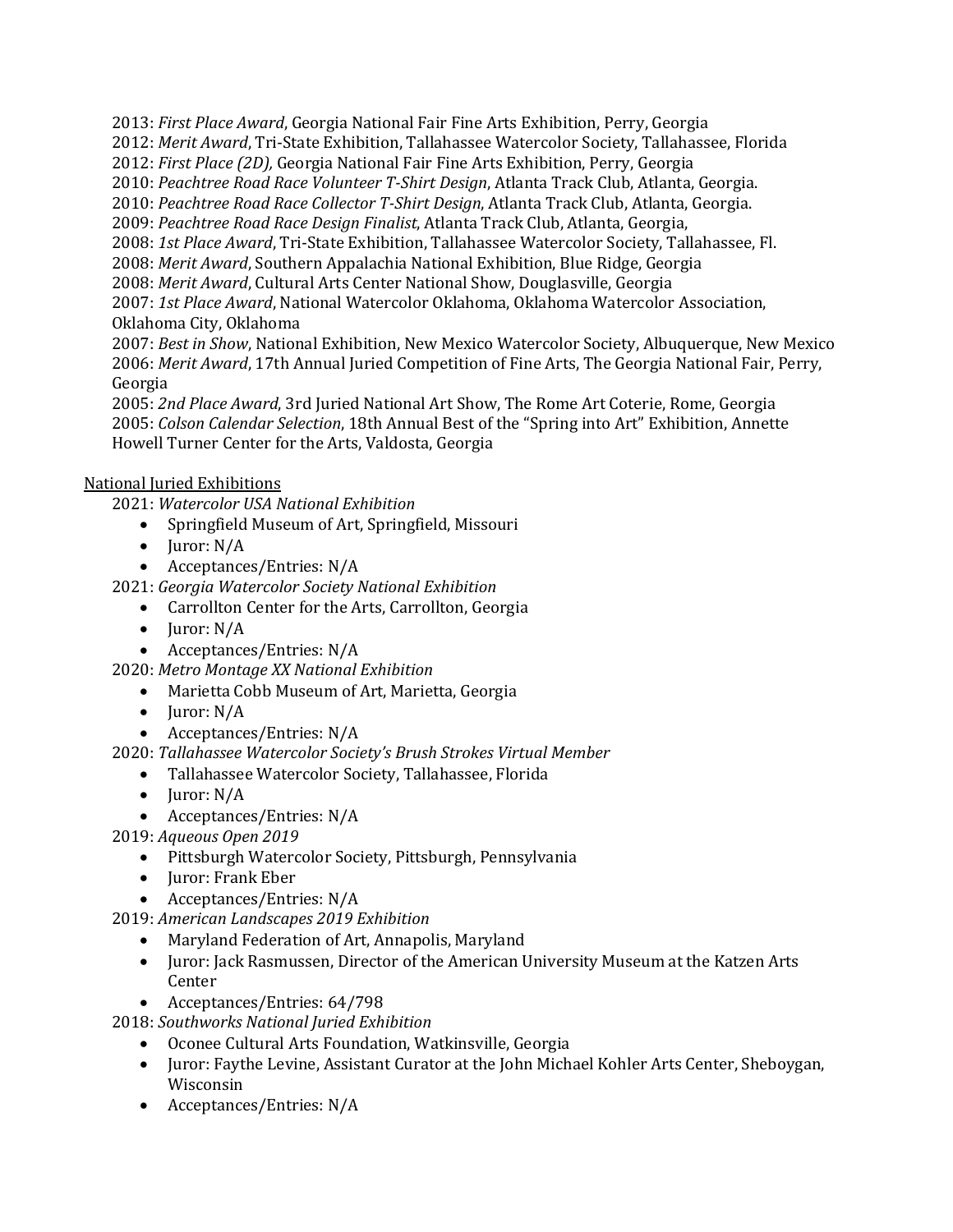2013: *First Place Award*, Georgia National Fair Fine Arts Exhibition, Perry, Georgia
2012: *Merit Award*, Tri-State Exhibition, Tallahassee Watercolor Society, Tallahassee, Florida
2012: *First Place (2D),* Georgia National Fair Fine Arts Exhibition, Perry, Georgia
2010: *Peachtree Road Race Volunteer T-Shirt Design*, Atlanta Track Club, Atlanta, Georgia.
2010: *Peachtree Road Race Collector T-Shirt Design*, Atlanta Track Club, Atlanta, Georgia.
2009: *Peachtree Road Race Design Finalist*, Atlanta Track Club, Atlanta, Georgia,
2008: *1st Place Award*, Tri-State Exhibition, Tallahassee Watercolor Society, Tallahassee, Fl.
2008: *Merit Award*, Southern Appalachia National Exhibition, Blue Ridge, Georgia
2008: *Merit Award*, Cultural Arts Center National Show, Douglasville, Georgia
2007: *1st Place Award*, National Watercolor Oklahoma, Oklahoma Watercolor Association, Oklahoma City, Oklahoma
2007: *Best in Show*, National Exhibition, New Mexico Watercolor Society, Albuquerque, New Mexico
2006: *Merit Award*, 17th Annual Juried Competition of Fine Arts, The Georgia National Fair, Perry, Georgia
2005: *2nd Place Award*, 3rd Juried National Art Show, The Rome Art Coterie, Rome, Georgia
2005: *Colson Calendar Selection*, 18th Annual Best of the "Spring into Art" Exhibition, Annette Howell Turner Center for the Arts, Valdosta, Georgia

<u>National Juried Exhibitions</u>

2021: *Watercolor USA National Exhibition*
- Springfield Museum of Art, Springfield, Missouri
- Juror: N/A
- Acceptances/Entries: N/A

2021: *Georgia Watercolor Society National Exhibition*
- Carrollton Center for the Arts, Carrollton, Georgia
- Juror: N/A
- Acceptances/Entries: N/A

2020: *Metro Montage XX National Exhibition*
- Marietta Cobb Museum of Art, Marietta, Georgia
- Juror: N/A
- Acceptances/Entries: N/A

2020: *Tallahassee Watercolor Society's Brush Strokes Virtual Member*
- Tallahassee Watercolor Society, Tallahassee, Florida
- Juror: N/A
- Acceptances/Entries: N/A

2019: *Aqueous Open 2019*
- Pittsburgh Watercolor Society, Pittsburgh, Pennsylvania
- Juror: Frank Eber
- Acceptances/Entries: N/A

2019: *American Landscapes 2019 Exhibition*
- Maryland Federation of Art, Annapolis, Maryland
- Juror: Jack Rasmussen, Director of the American University Museum at the Katzen Arts Center
- Acceptances/Entries: 64/798

2018: *Southworks National Juried Exhibition*
- Oconee Cultural Arts Foundation, Watkinsville, Georgia
- Juror: Faythe Levine, Assistant Curator at the John Michael Kohler Arts Center, Sheboygan, Wisconsin
- Acceptances/Entries: N/A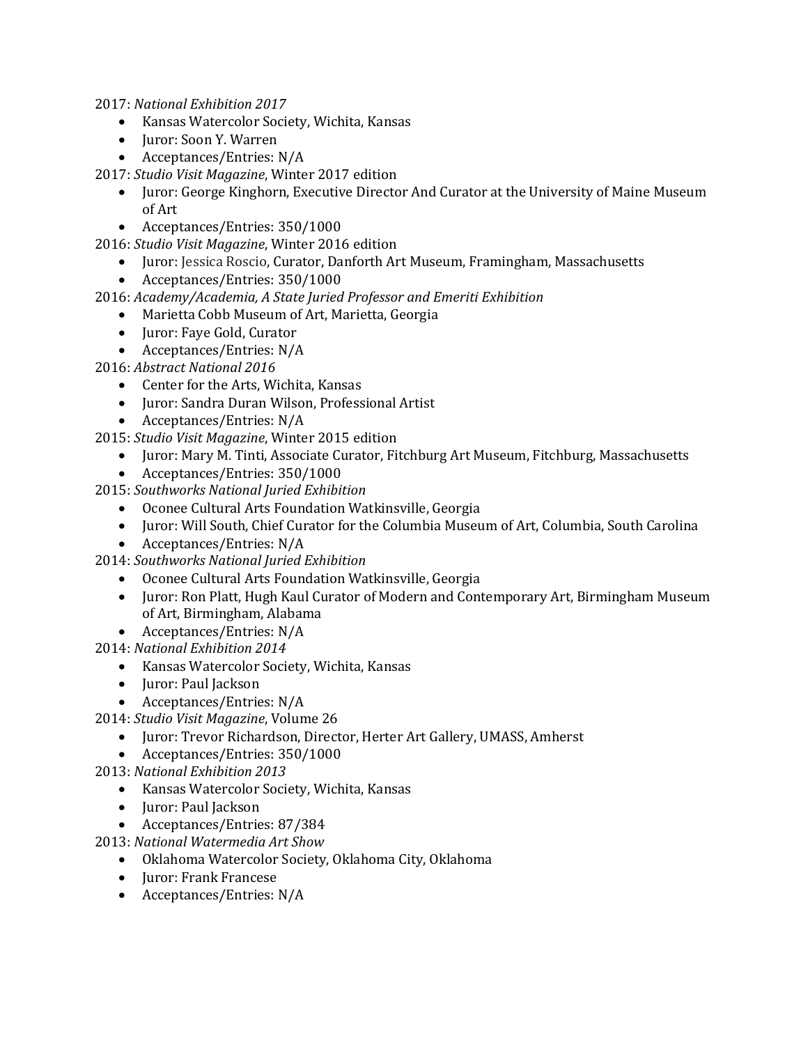2017: *National Exhibition 2017*

- Kansas Watercolor Society, Wichita, Kansas
- Juror: Soon Y. Warren
- Acceptances/Entries: N/A

2017: *Studio Visit Magazine*, Winter 2017 edition

- Juror: George Kinghorn, Executive Director And Curator at the University of Maine Museum of Art
- Acceptances/Entries: 350/1000

2016: *Studio Visit Magazine*, Winter 2016 edition

- Juror: Jessica Roscio, Curator, Danforth Art Museum, Framingham, Massachusetts
- Acceptances/Entries: 350/1000

2016: *Academy/Academia, A State Juried Professor and Emeriti Exhibition*

- Marietta Cobb Museum of Art, Marietta, Georgia
- Juror: Faye Gold, Curator
- Acceptances/Entries: N/A

2016: *Abstract National 2016*

- Center for the Arts, Wichita, Kansas
- Juror: Sandra Duran Wilson, Professional Artist
- Acceptances/Entries: N/A

2015: *Studio Visit Magazine*, Winter 2015 edition

- Juror: Mary M. Tinti, Associate Curator, Fitchburg Art Museum, Fitchburg, Massachusetts
- Acceptances/Entries: 350/1000

2015: *Southworks National Juried Exhibition*

- Oconee Cultural Arts Foundation Watkinsville, Georgia
- Juror: Will South, Chief Curator for the Columbia Museum of Art, Columbia, South Carolina
- Acceptances/Entries: N/A

2014: *Southworks National Juried Exhibition*

- Oconee Cultural Arts Foundation Watkinsville, Georgia
- Juror: Ron Platt, Hugh Kaul Curator of Modern and Contemporary Art, Birmingham Museum of Art, Birmingham, Alabama
- Acceptances/Entries: N/A

2014: *National Exhibition 2014*

- Kansas Watercolor Society, Wichita, Kansas
- Juror: Paul Jackson
- Acceptances/Entries: N/A

2014: *Studio Visit Magazine*, Volume 26

- Juror: Trevor Richardson, Director, Herter Art Gallery, UMASS, Amherst
- Acceptances/Entries: 350/1000

2013: *National Exhibition 2013*

- Kansas Watercolor Society, Wichita, Kansas
- Juror: Paul Jackson
- Acceptances/Entries: 87/384

2013: *National Watermedia Art Show*

- Oklahoma Watercolor Society, Oklahoma City, Oklahoma
- Juror: Frank Francese
- Acceptances/Entries: N/A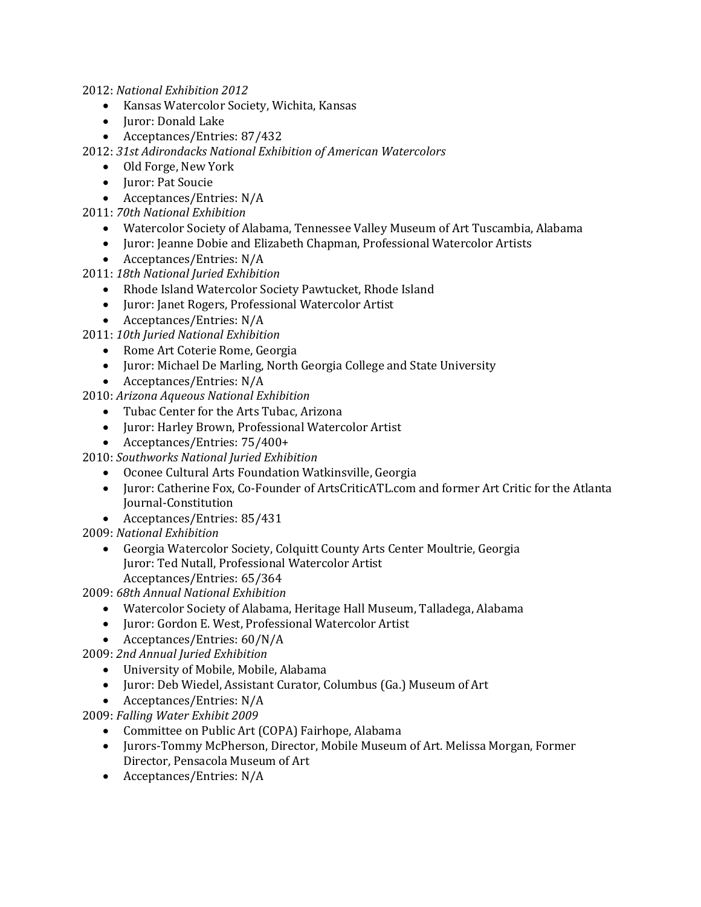2012: *National Exhibition 2012*

- Kansas Watercolor Society, Wichita, Kansas
- Juror: Donald Lake
- Acceptances/Entries: 87/432

2012: *31st Adirondacks National Exhibition of American Watercolors*

- Old Forge, New York
- Juror: Pat Soucie
- Acceptances/Entries: N/A

2011: *70th National Exhibition*

- Watercolor Society of Alabama, Tennessee Valley Museum of Art Tuscambia, Alabama
- Juror: Jeanne Dobie and Elizabeth Chapman, Professional Watercolor Artists
- Acceptances/Entries: N/A

2011: *18th National Juried Exhibition*

- Rhode Island Watercolor Society Pawtucket, Rhode Island
- Juror: Janet Rogers, Professional Watercolor Artist
- Acceptances/Entries: N/A

2011: *10th Juried National Exhibition*

- Rome Art Coterie Rome, Georgia
- Juror: Michael De Marling, North Georgia College and State University
- Acceptances/Entries: N/A

2010: *Arizona Aqueous National Exhibition*

- Tubac Center for the Arts Tubac, Arizona
- Juror: Harley Brown, Professional Watercolor Artist
- Acceptances/Entries: 75/400+

2010: *Southworks National Juried Exhibition*

- Oconee Cultural Arts Foundation Watkinsville, Georgia
- Juror: Catherine Fox, Co-Founder of ArtsCriticATL.com and former Art Critic for the Atlanta Journal-Constitution
- Acceptances/Entries: 85/431

2009: *National Exhibition*

- Georgia Watercolor Society, Colquitt County Arts Center Moultrie, Georgia
  Juror: Ted Nutall, Professional Watercolor Artist
  Acceptances/Entries: 65/364

2009: *68th Annual National Exhibition*

- Watercolor Society of Alabama, Heritage Hall Museum, Talladega, Alabama
- Juror: Gordon E. West, Professional Watercolor Artist
- Acceptances/Entries: 60/N/A

2009: *2nd Annual Juried Exhibition*

- University of Mobile, Mobile, Alabama
- Juror: Deb Wiedel, Assistant Curator, Columbus (Ga.) Museum of Art
- Acceptances/Entries: N/A

2009: *Falling Water Exhibit 2009*

- Committee on Public Art (COPA) Fairhope, Alabama
- Jurors-Tommy McPherson, Director, Mobile Museum of Art. Melissa Morgan, Former Director, Pensacola Museum of Art
- Acceptances/Entries: N/A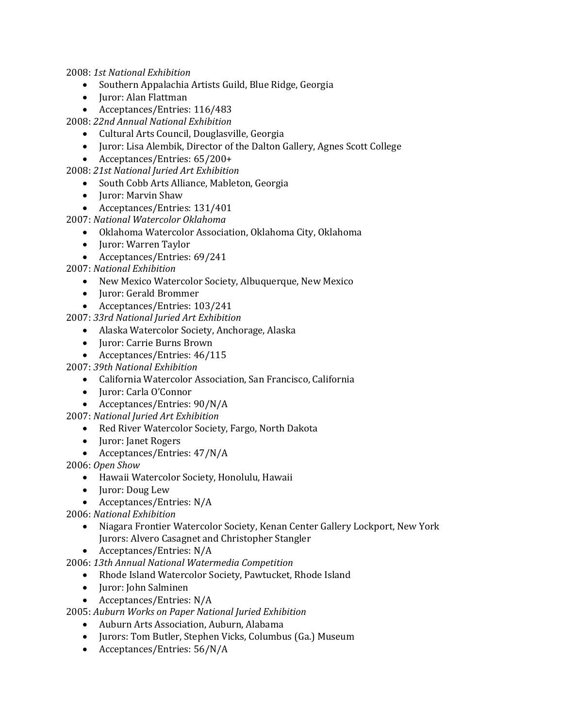2008: *1st National Exhibition*

- Southern Appalachia Artists Guild, Blue Ridge, Georgia
- Juror: Alan Flattman
- Acceptances/Entries: 116/483

2008: *22nd Annual National Exhibition*

- Cultural Arts Council, Douglasville, Georgia
- Juror: Lisa Alembik, Director of the Dalton Gallery, Agnes Scott College
- Acceptances/Entries: 65/200+

2008: *21st National Juried Art Exhibition*

- South Cobb Arts Alliance, Mableton, Georgia
- Juror: Marvin Shaw
- Acceptances/Entries: 131/401

2007: *National Watercolor Oklahoma*

- Oklahoma Watercolor Association, Oklahoma City, Oklahoma
- Juror: Warren Taylor
- Acceptances/Entries: 69/241

2007: *National Exhibition*

- New Mexico Watercolor Society, Albuquerque, New Mexico
- Juror: Gerald Brommer
- Acceptances/Entries: 103/241

2007: *33rd National Juried Art Exhibition*

- Alaska Watercolor Society, Anchorage, Alaska
- Juror: Carrie Burns Brown
- Acceptances/Entries: 46/115

2007: *39th National Exhibition*

- California Watercolor Association, San Francisco, California
- Juror: Carla O'Connor
- Acceptances/Entries: 90/N/A

2007: *National Juried Art Exhibition*

- Red River Watercolor Society, Fargo, North Dakota
- Juror: Janet Rogers
- Acceptances/Entries: 47/N/A

2006: *Open Show*

- Hawaii Watercolor Society, Honolulu, Hawaii
- Juror: Doug Lew
- Acceptances/Entries: N/A

2006: *National Exhibition*

- Niagara Frontier Watercolor Society, Kenan Center Gallery Lockport, New York
  Jurors: Alvero Casagnet and Christopher Stangler
- Acceptances/Entries: N/A

2006: *13th Annual National Watermedia Competition*

- Rhode Island Watercolor Society, Pawtucket, Rhode Island
- Juror: John Salminen
- Acceptances/Entries: N/A

2005: *Auburn Works on Paper National Juried Exhibition*

- Auburn Arts Association, Auburn, Alabama
- Jurors: Tom Butler, Stephen Vicks, Columbus (Ga.) Museum
- Acceptances/Entries: 56/N/A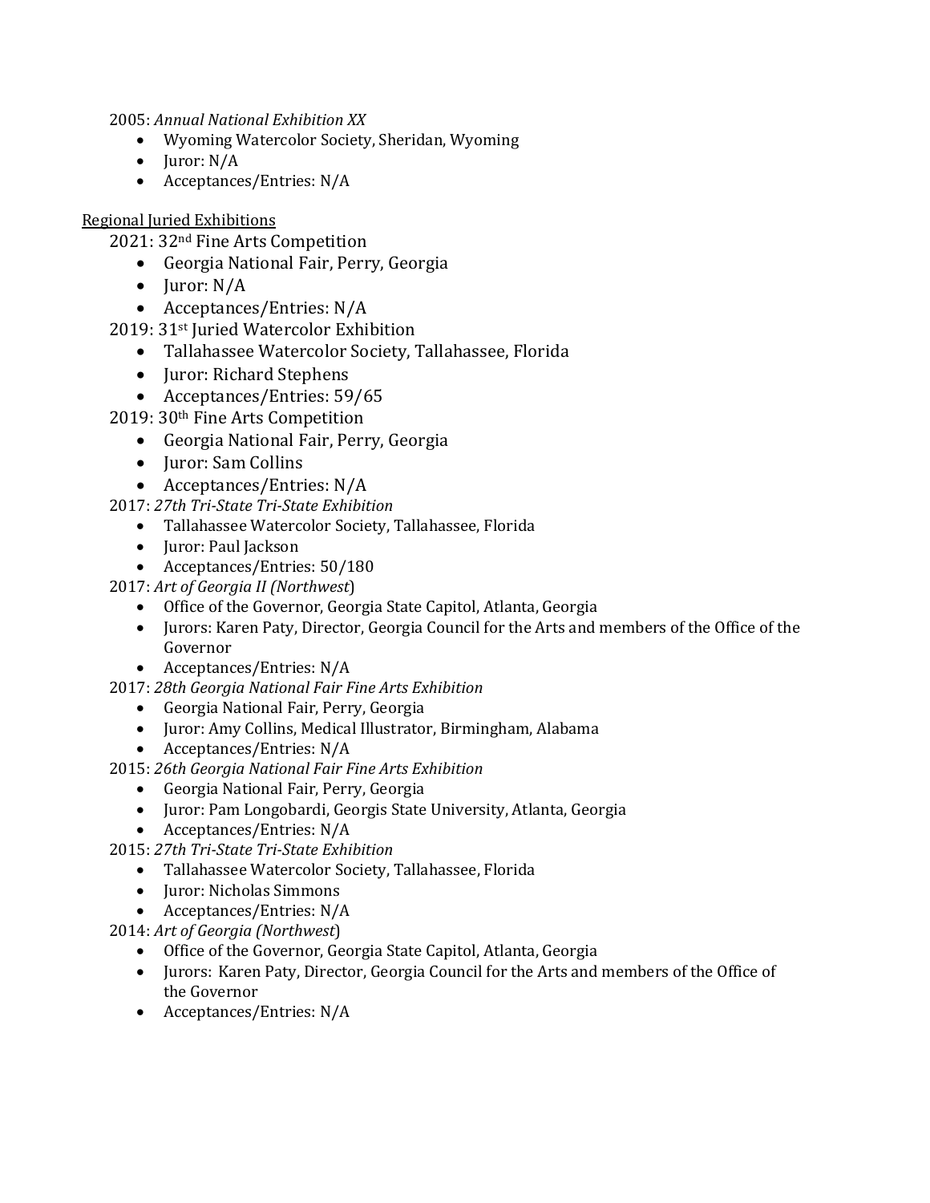2005: *Annual National Exhibition XX*

- Wyoming Watercolor Society, Sheridan, Wyoming
- Juror: N/A
- Acceptances/Entries: N/A

<u>Regional Juried Exhibitions</u>

2021: 32nd Fine Arts Competition

- Georgia National Fair, Perry, Georgia
- Juror: N/A
- Acceptances/Entries: N/A

2019: 31st Juried Watercolor Exhibition

- Tallahassee Watercolor Society, Tallahassee, Florida
- Juror: Richard Stephens
- Acceptances/Entries: 59/65

2019: 30th Fine Arts Competition

- Georgia National Fair, Perry, Georgia
- Juror: Sam Collins
- Acceptances/Entries: N/A

2017: *27th Tri-State Tri-State Exhibition*

- Tallahassee Watercolor Society, Tallahassee, Florida
- Juror: Paul Jackson
- Acceptances/Entries: 50/180

2017: *Art of Georgia II (Northwest*)

- Office of the Governor, Georgia State Capitol, Atlanta, Georgia
- Jurors: Karen Paty, Director, Georgia Council for the Arts and members of the Office of the Governor
- Acceptances/Entries: N/A

2017: *28th Georgia National Fair Fine Arts Exhibition*

- Georgia National Fair, Perry, Georgia
- Juror: Amy Collins, Medical Illustrator, Birmingham, Alabama
- Acceptances/Entries: N/A

2015: *26th Georgia National Fair Fine Arts Exhibition*

- Georgia National Fair, Perry, Georgia
- Juror: Pam Longobardi, Georgis State University, Atlanta, Georgia
- Acceptances/Entries: N/A

2015: *27th Tri-State Tri-State Exhibition*

- Tallahassee Watercolor Society, Tallahassee, Florida
- Juror: Nicholas Simmons
- Acceptances/Entries: N/A

2014: *Art of Georgia (Northwest*)

- Office of the Governor, Georgia State Capitol, Atlanta, Georgia
- Jurors: Karen Paty, Director, Georgia Council for the Arts and members of the Office of the Governor
- Acceptances/Entries: N/A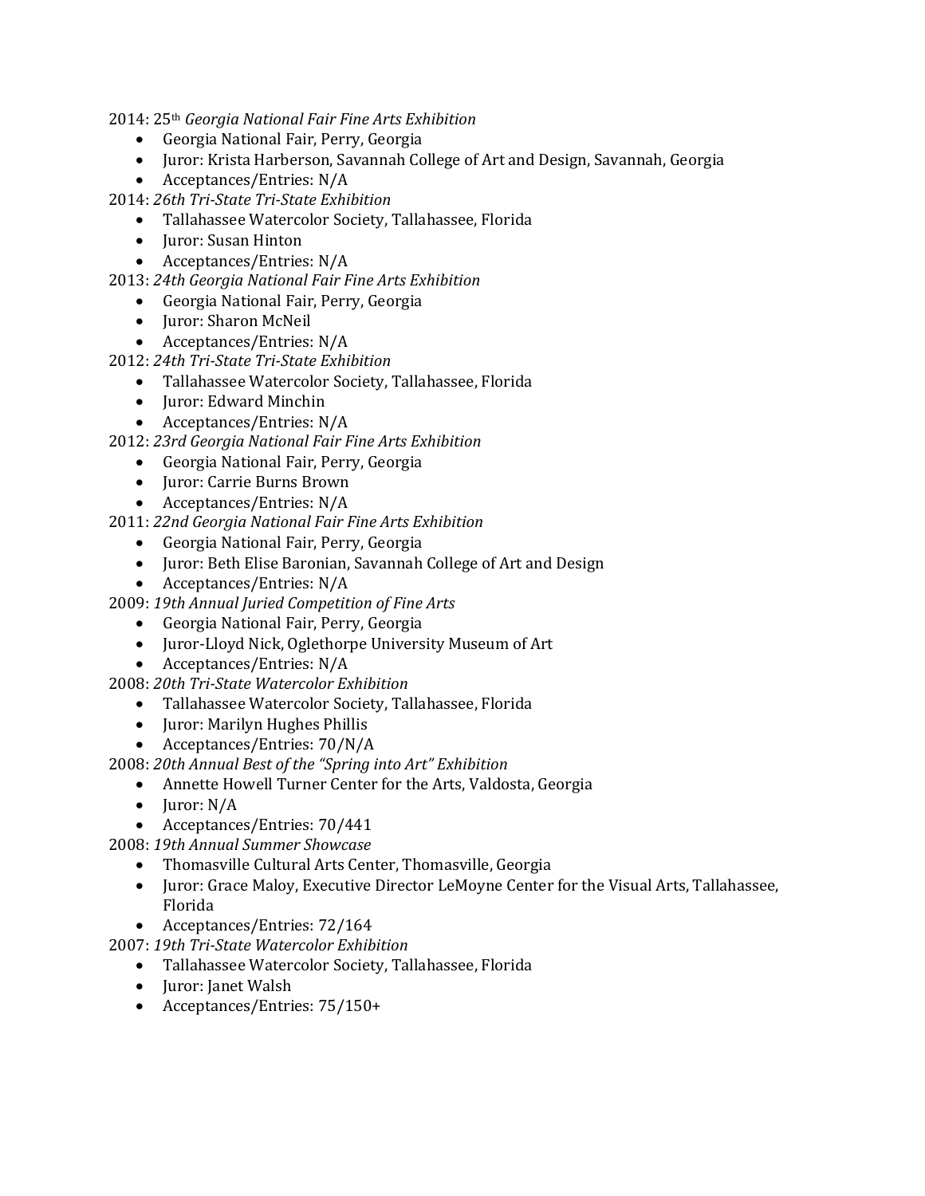2014: 25th *Georgia National Fair Fine Arts Exhibition*

- Georgia National Fair, Perry, Georgia
- Juror: Krista Harberson, Savannah College of Art and Design, Savannah, Georgia
- Acceptances/Entries: N/A

2014: *26th Tri-State Tri-State Exhibition*

- Tallahassee Watercolor Society, Tallahassee, Florida
- Juror: Susan Hinton
- Acceptances/Entries: N/A

2013: *24th Georgia National Fair Fine Arts Exhibition*

- Georgia National Fair, Perry, Georgia
- Juror: Sharon McNeil
- Acceptances/Entries: N/A

2012: *24th Tri-State Tri-State Exhibition*

- Tallahassee Watercolor Society, Tallahassee, Florida
- Juror: Edward Minchin
- Acceptances/Entries: N/A

2012: *23rd Georgia National Fair Fine Arts Exhibition*

- Georgia National Fair, Perry, Georgia
- Juror: Carrie Burns Brown
- Acceptances/Entries: N/A

2011: *22nd Georgia National Fair Fine Arts Exhibition*

- Georgia National Fair, Perry, Georgia
- Juror: Beth Elise Baronian, Savannah College of Art and Design
- Acceptances/Entries: N/A

2009: *19th Annual Juried Competition of Fine Arts*

- Georgia National Fair, Perry, Georgia
- Juror-Lloyd Nick, Oglethorpe University Museum of Art
- Acceptances/Entries: N/A

2008: *20th Tri-State Watercolor Exhibition*

- Tallahassee Watercolor Society, Tallahassee, Florida
- Juror: Marilyn Hughes Phillis
- Acceptances/Entries: 70/N/A

2008: *20th Annual Best of the "Spring into Art" Exhibition*

- Annette Howell Turner Center for the Arts, Valdosta, Georgia
- Juror: N/A
- Acceptances/Entries: 70/441

2008: *19th Annual Summer Showcase*

- Thomasville Cultural Arts Center, Thomasville, Georgia
- Juror: Grace Maloy, Executive Director LeMoyne Center for the Visual Arts, Tallahassee, Florida
- Acceptances/Entries: 72/164

2007: *19th Tri-State Watercolor Exhibition*

- Tallahassee Watercolor Society, Tallahassee, Florida
- Juror: Janet Walsh
- Acceptances/Entries: 75/150+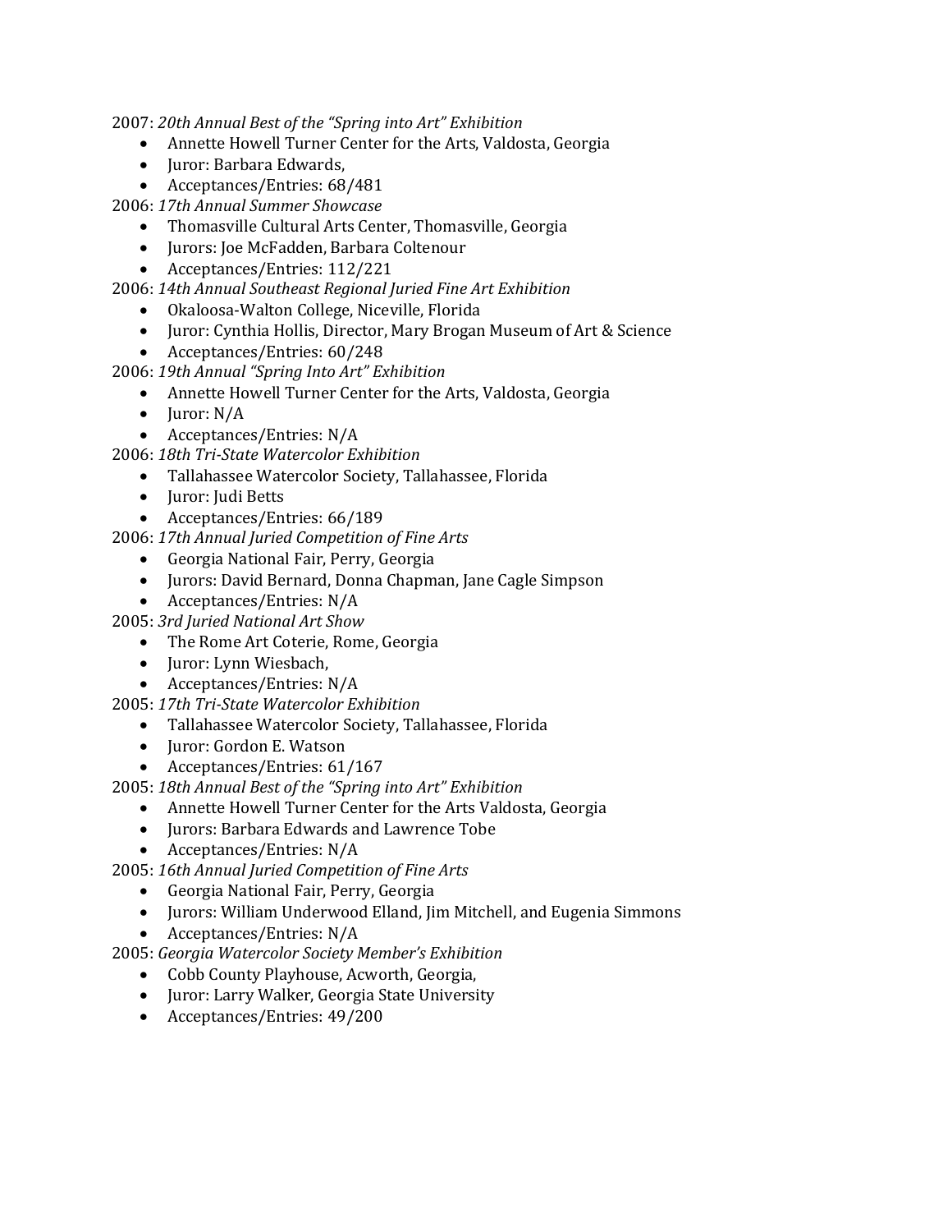2007: *20th Annual Best of the "Spring into Art" Exhibition*

- Annette Howell Turner Center for the Arts, Valdosta, Georgia
- Juror: Barbara Edwards,
- Acceptances/Entries: 68/481

2006: *17th Annual Summer Showcase*

- Thomasville Cultural Arts Center, Thomasville, Georgia
- Jurors: Joe McFadden, Barbara Coltenour
- Acceptances/Entries: 112/221

2006: *14th Annual Southeast Regional Juried Fine Art Exhibition*

- Okaloosa-Walton College, Niceville, Florida
- Juror: Cynthia Hollis, Director, Mary Brogan Museum of Art & Science
- Acceptances/Entries: 60/248

2006: *19th Annual "Spring Into Art" Exhibition*

- Annette Howell Turner Center for the Arts, Valdosta, Georgia
- Juror: N/A
- Acceptances/Entries: N/A

2006: *18th Tri-State Watercolor Exhibition*

- Tallahassee Watercolor Society, Tallahassee, Florida
- Juror: Judi Betts
- Acceptances/Entries: 66/189

2006: *17th Annual Juried Competition of Fine Arts*

- Georgia National Fair, Perry, Georgia
- Jurors: David Bernard, Donna Chapman, Jane Cagle Simpson
- Acceptances/Entries: N/A

2005: *3rd Juried National Art Show*

- The Rome Art Coterie, Rome, Georgia
- Juror: Lynn Wiesbach,
- Acceptances/Entries: N/A

2005: *17th Tri-State Watercolor Exhibition*

- Tallahassee Watercolor Society, Tallahassee, Florida
- Juror: Gordon E. Watson
- Acceptances/Entries: 61/167

2005: *18th Annual Best of the "Spring into Art" Exhibition*

- Annette Howell Turner Center for the Arts Valdosta, Georgia
- Jurors: Barbara Edwards and Lawrence Tobe
- Acceptances/Entries: N/A

2005: *16th Annual Juried Competition of Fine Arts*

- Georgia National Fair, Perry, Georgia
- Jurors: William Underwood Elland, Jim Mitchell, and Eugenia Simmons
- Acceptances/Entries: N/A

2005: *Georgia Watercolor Society Member's Exhibition*

- Cobb County Playhouse, Acworth, Georgia,
- Juror: Larry Walker, Georgia State University
- Acceptances/Entries: 49/200